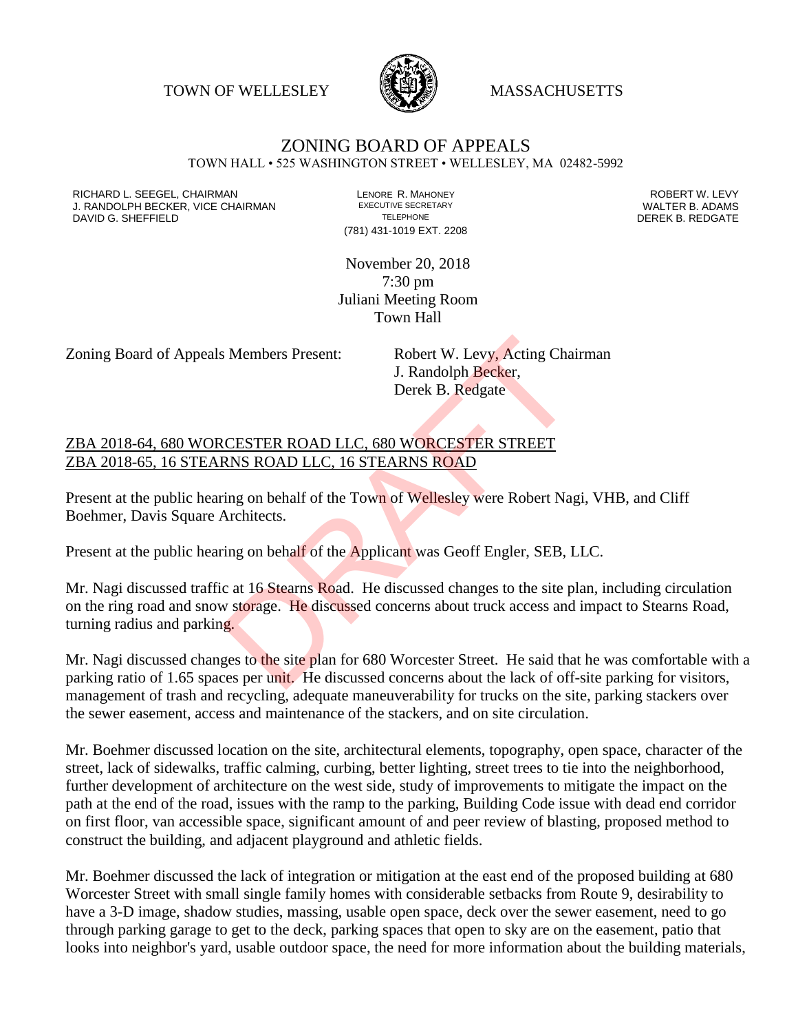TOWN OF WELLESLEY MASSACHUSETTS

# ZONING BOARD OF APPEALS

TOWN HALL • 525 WASHINGTON STREET • WELLESLEY, MA 02482-5992

RICHARD L. SEEGEL, CHAIRMAN
J. RANDOLPH BECKER, VICE CHAIRMAN
DAVID G. SHEFFIELD

LENORE R. MAHONEY
EXECUTIVE SECRETARY
TELEPHONE
(781) 431-1019 EXT. 2208

ROBERT W. LEVY
WALTER B. ADAMS
DEREK B. REDGATE

November 20, 2018
7:30 pm
Juliani Meeting Room
Town Hall

Zoning Board of Appeals Members Present: Robert W. Levy, Acting Chairman
J. Randolph Becker,
Derek B. Redgate

DRAFT

ZBA 2018-64, 680 WORCESTER ROAD LLC, 680 WORCESTER STREET
ZBA 2018-65, 16 STEARNS ROAD LLC, 16 STEARNS ROAD

Present at the public hearing on behalf of the Town of Wellesley were Robert Nagi, VHB, and Cliff Boehmer, Davis Square Architects.

Present at the public hearing on behalf of the Applicant was Geoff Engler, SEB, LLC.

Mr. Nagi discussed traffic at 16 Stearns Road. He discussed changes to the site plan, including circulation on the ring road and snow storage. He discussed concerns about truck access and impact to Stearns Road, turning radius and parking.

Mr. Nagi discussed changes to the site plan for 680 Worcester Street. He said that he was comfortable with a parking ratio of 1.65 spaces per unit. He discussed concerns about the lack of off-site parking for visitors, management of trash and recycling, adequate maneuverability for trucks on the site, parking stackers over the sewer easement, access and maintenance of the stackers, and on site circulation.

Mr. Boehmer discussed location on the site, architectural elements, topography, open space, character of the street, lack of sidewalks, traffic calming, curbing, better lighting, street trees to tie into the neighborhood, further development of architecture on the west side, study of improvements to mitigate the impact on the path at the end of the road, issues with the ramp to the parking, Building Code issue with dead end corridor on first floor, van accessible space, significant amount of and peer review of blasting, proposed method to construct the building, and adjacent playground and athletic fields.

Mr. Boehmer discussed the lack of integration or mitigation at the east end of the proposed building at 680 Worcester Street with small single family homes with considerable setbacks from Route 9, desirability to have a 3-D image, shadow studies, massing, usable open space, deck over the sewer easement, need to go through parking garage to get to the deck, parking spaces that open to sky are on the easement, patio that looks into neighbor's yard, usable outdoor space, the need for more information about the building materials,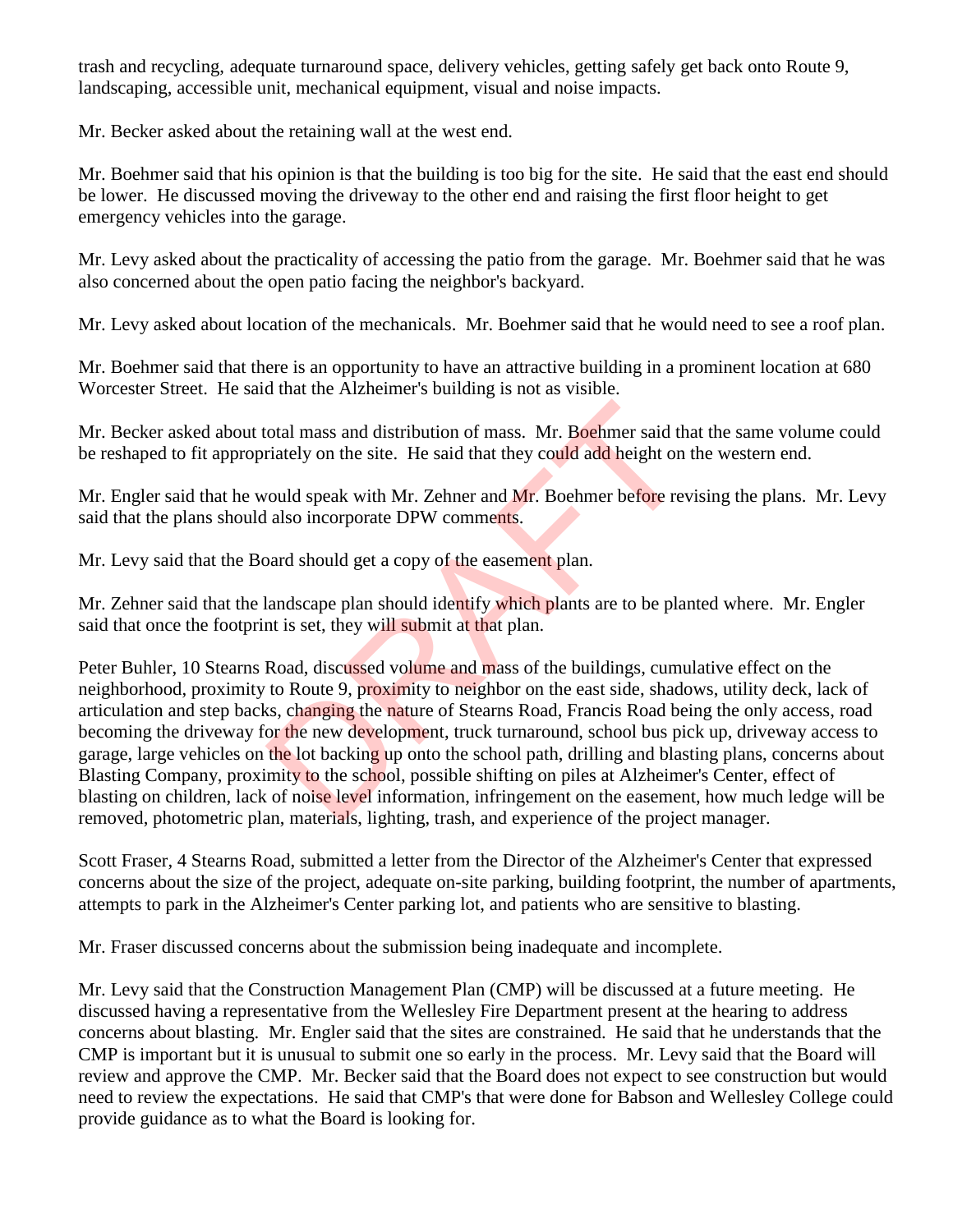trash and recycling, adequate turnaround space, delivery vehicles, getting safely get back onto Route 9, landscaping, accessible unit, mechanical equipment, visual and noise impacts.

Mr. Becker asked about the retaining wall at the west end.

Mr. Boehmer said that his opinion is that the building is too big for the site. He said that the east end should be lower. He discussed moving the driveway to the other end and raising the first floor height to get emergency vehicles into the garage.

Mr. Levy asked about the practicality of accessing the patio from the garage. Mr. Boehmer said that he was also concerned about the open patio facing the neighbor's backyard.

Mr. Levy asked about location of the mechanicals. Mr. Boehmer said that he would need to see a roof plan.

Mr. Boehmer said that there is an opportunity to have an attractive building in a prominent location at 680 Worcester Street. He said that the Alzheimer's building is not as visible.

Mr. Becker asked about total mass and distribution of mass. Mr. Boehmer said that the same volume could be reshaped to fit appropriately on the site. He said that they could add height on the western end.

Mr. Engler said that he would speak with Mr. Zehner and Mr. Boehmer before revising the plans. Mr. Levy said that the plans should also incorporate DPW comments.

Mr. Levy said that the Board should get a copy of the easement plan.

Mr. Zehner said that the landscape plan should identify which plants are to be planted where. Mr. Engler said that once the footprint is set, they will submit at that plan.

Peter Buhler, 10 Stearns Road, discussed volume and mass of the buildings, cumulative effect on the neighborhood, proximity to Route 9, proximity to neighbor on the east side, shadows, utility deck, lack of articulation and step backs, changing the nature of Stearns Road, Francis Road being the only access, road becoming the driveway for the new development, truck turnaround, school bus pick up, driveway access to garage, large vehicles on the lot backing up onto the school path, drilling and blasting plans, concerns about Blasting Company, proximity to the school, possible shifting on piles at Alzheimer's Center, effect of blasting on children, lack of noise level information, infringement on the easement, how much ledge will be removed, photometric plan, materials, lighting, trash, and experience of the project manager.

Scott Fraser, 4 Stearns Road, submitted a letter from the Director of the Alzheimer's Center that expressed concerns about the size of the project, adequate on-site parking, building footprint, the number of apartments, attempts to park in the Alzheimer's Center parking lot, and patients who are sensitive to blasting.

Mr. Fraser discussed concerns about the submission being inadequate and incomplete.

Mr. Levy said that the Construction Management Plan (CMP) will be discussed at a future meeting. He discussed having a representative from the Wellesley Fire Department present at the hearing to address concerns about blasting. Mr. Engler said that the sites are constrained. He said that he understands that the CMP is important but it is unusual to submit one so early in the process. Mr. Levy said that the Board will review and approve the CMP. Mr. Becker said that the Board does not expect to see construction but would need to review the expectations. He said that CMP's that were done for Babson and Wellesley College could provide guidance as to what the Board is looking for.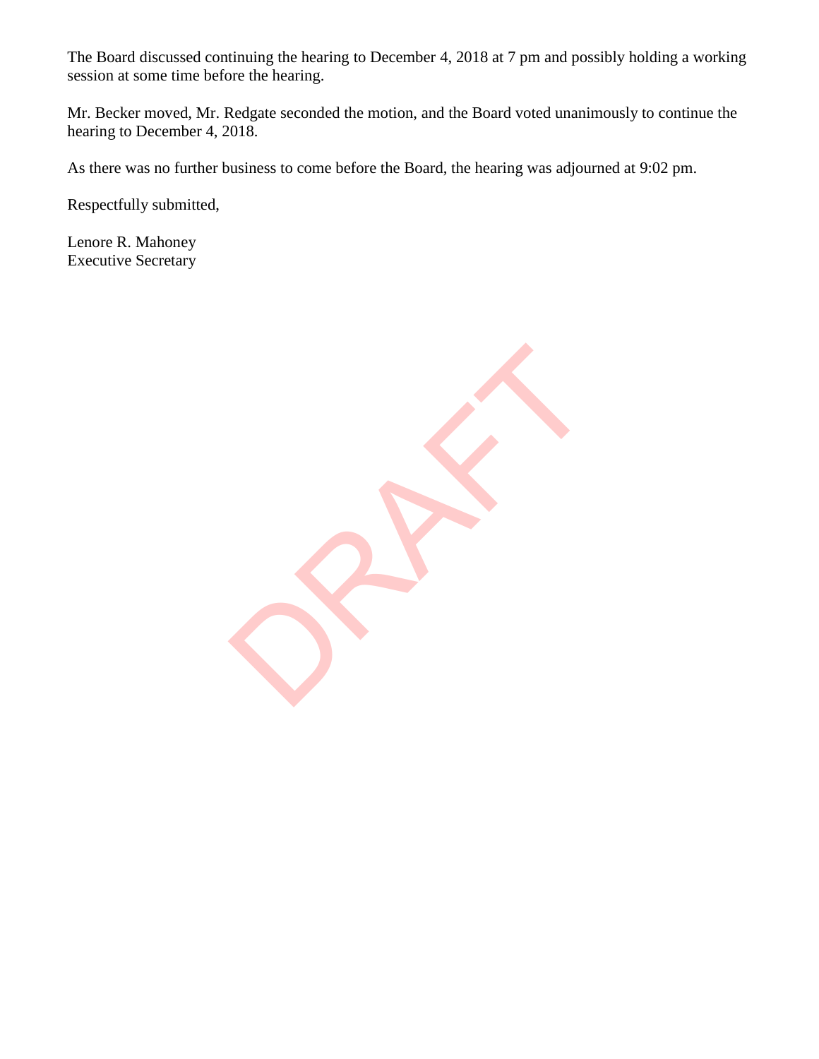The Board discussed continuing the hearing to December 4, 2018 at 7 pm and possibly holding a working session at some time before the hearing.

Mr. Becker moved, Mr. Redgate seconded the motion, and the Board voted unanimously to continue the hearing to December 4, 2018.

As there was no further business to come before the Board, the hearing was adjourned at 9:02 pm.

Respectfully submitted,

Lenore R. Mahoney  
Executive Secretary

DRAFT